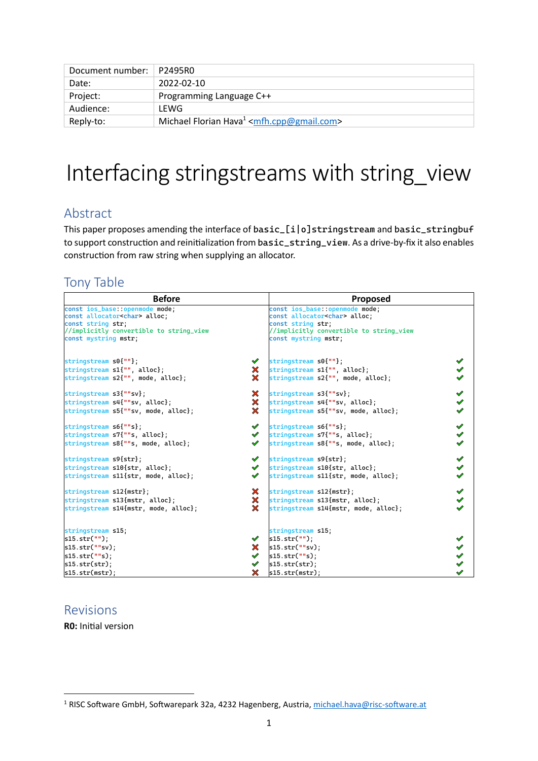| Document number: | P2495R0 |
|---|---|
| Date: | 2022-02-10 |
| Project: | Programming Language C++ |
| Audience: | LEWG |
| Reply-to: | Michael Florian Hava[1] <mfh.cpp@gmail.com> |

# Interfacing stringstreams with string_view

## Abstract

This paper proposes amending the interface of `basic_[i|o]stringstream` and `basic_stringbuf` to support construction and reinitialization from `basic_string_view`. As a drive-by-fix it also enables construction from raw string when supplying an allocator.

## Tony Table

Common declarations (Before and Proposed):

```
const ios_base::openmode mode;
const allocator<char> alloc;
const string str;
//implicitly convertible to string_view
const mystring mstr;
```

| Before | | Proposed | |
|---|---|---|---|
| `stringstream s0{""};` | ✔ | `stringstream s0{""};` | ✔ |
| `stringstream s1{"", alloc};` | ✘ | `stringstream s1{"", alloc};` | ✔ |
| `stringstream s2{"", mode, alloc};` | ✘ | `stringstream s2{"", mode, alloc};` | ✔ |
| `stringstream s3{""sv};` | ✘ | `stringstream s3{""sv};` | ✔ |
| `stringstream s4{""sv, alloc};` | ✘ | `stringstream s4{""sv, alloc};` | ✔ |
| `stringstream s5{""sv, mode, alloc};` | ✘ | `stringstream s5{""sv, mode, alloc};` | ✔ |
| `stringstream s6{""s};` | ✔ | `stringstream s6{""s};` | ✔ |
| `stringstream s7{""s, alloc};` | ✔ | `stringstream s7{""s, alloc};` | ✔ |
| `stringstream s8{""s, mode, alloc};` | ✔ | `stringstream s8{""s, mode, alloc};` | ✔ |
| `stringstream s9{str};` | ✔ | `stringstream s9{str};` | ✔ |
| `stringstream s10{str, alloc};` | ✔ | `stringstream s10{str, alloc};` | ✔ |
| `stringstream s11{str, mode, alloc};` | ✔ | `stringstream s11{str, mode, alloc};` | ✔ |
| `stringstream s12{mstr};` | ✘ | `stringstream s12{mstr};` | ✔ |
| `stringstream s13{mstr, alloc};` | ✘ | `stringstream s13{mstr, alloc};` | ✔ |
| `stringstream s14{mstr, mode, alloc};` | ✘ | `stringstream s14{mstr, mode, alloc};` | ✔ |
| `stringstream s15;` | | `stringstream s15;` | |
| `s15.str("");` | ✔ | `s15.str("");` | ✔ |
| `s15.str(""sv);` | ✘ | `s15.str(""sv);` | ✔ |
| `s15.str(""s);` | ✔ | `s15.str(""s);` | ✔ |
| `s15.str(str);` | ✔ | `s15.str(str);` | ✔ |
| `s15.str(mstr);` | ✘ | `s15.str(mstr);` | ✔ |

## Revisions

**R0:** Initial version

[1] RISC Software GmbH, Softwarepark 32a, 4232 Hagenberg, Austria, michael.hava@risc-software.at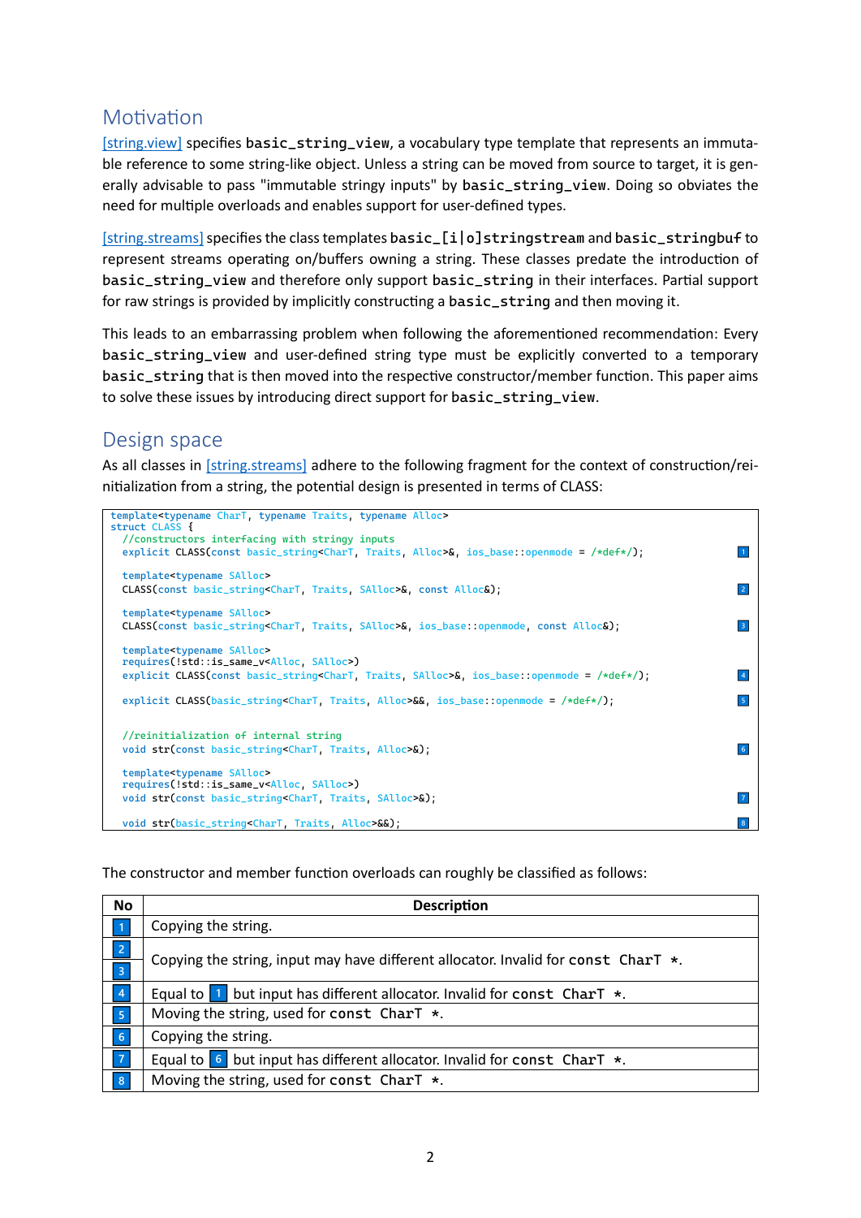## Motivation

[string.view] specifies `basic_string_view`, a vocabulary type template that represents an immutable reference to some string-like object. Unless a string can be moved from source to target, it is generally advisable to pass "immutable stringy inputs" by `basic_string_view`. Doing so obviates the need for multiple overloads and enables support for user-defined types.

[string.streams] specifies the class templates `basic_[i|o]stringstream` and `basic_stringbuf` to represent streams operating on/buffers owning a string. These classes predate the introduction of `basic_string_view` and therefore only support `basic_string` in their interfaces. Partial support for raw strings is provided by implicitly constructing a `basic_string` and then moving it.

This leads to an embarrassing problem when following the aforementioned recommendation: Every `basic_string_view` and user-defined string type must be explicitly converted to a temporary `basic_string` that is then moved into the respective constructor/member function. This paper aims to solve these issues by introducing direct support for `basic_string_view`.

## Design space

As all classes in [string.streams] adhere to the following fragment for the context of construction/reinitialization from a string, the potential design is presented in terms of CLASS:

```
template<typename CharT, typename Traits, typename Alloc>
struct CLASS {
  //constructors interfacing with stringy inputs
  explicit CLASS(const basic_string<CharT, Traits, Alloc>&, ios_base::openmode = /*def*/);      // 1

  template<typename SAlloc>
  CLASS(const basic_string<CharT, Traits, SAlloc>&, const Alloc&);                              // 2

  template<typename SAlloc>
  CLASS(const basic_string<CharT, Traits, SAlloc>&, ios_base::openmode, const Alloc&);          // 3

  template<typename SAlloc>
  requires(!std::is_same_v<Alloc, SAlloc>)
  explicit CLASS(const basic_string<CharT, Traits, SAlloc>&, ios_base::openmode = /*def*/);     // 4

  explicit CLASS(basic_string<CharT, Traits, Alloc>&&, ios_base::openmode = /*def*/);           // 5


  //reinitialization of internal string
  void str(const basic_string<CharT, Traits, Alloc>&);                                          // 6

  template<typename SAlloc>
  requires(!std::is_same_v<Alloc, SAlloc>)
  void str(const basic_string<CharT, Traits, SAlloc>&);                                         // 7

  void str(basic_string<CharT, Traits, Alloc>&&);                                               // 8
```

The constructor and member function overloads can roughly be classified as follows:

| No | Description |
|---|---|
| 1 | Copying the string. |
| 2, 3 | Copying the string, input may have different allocator. Invalid for `const CharT *`. |
| 4 | Equal to 1 but input has different allocator. Invalid for `const CharT *`. |
| 5 | Moving the string, used for `const CharT *`. |
| 6 | Copying the string. |
| 7 | Equal to 6 but input has different allocator. Invalid for `const CharT *`. |
| 8 | Moving the string, used for `const CharT *`. |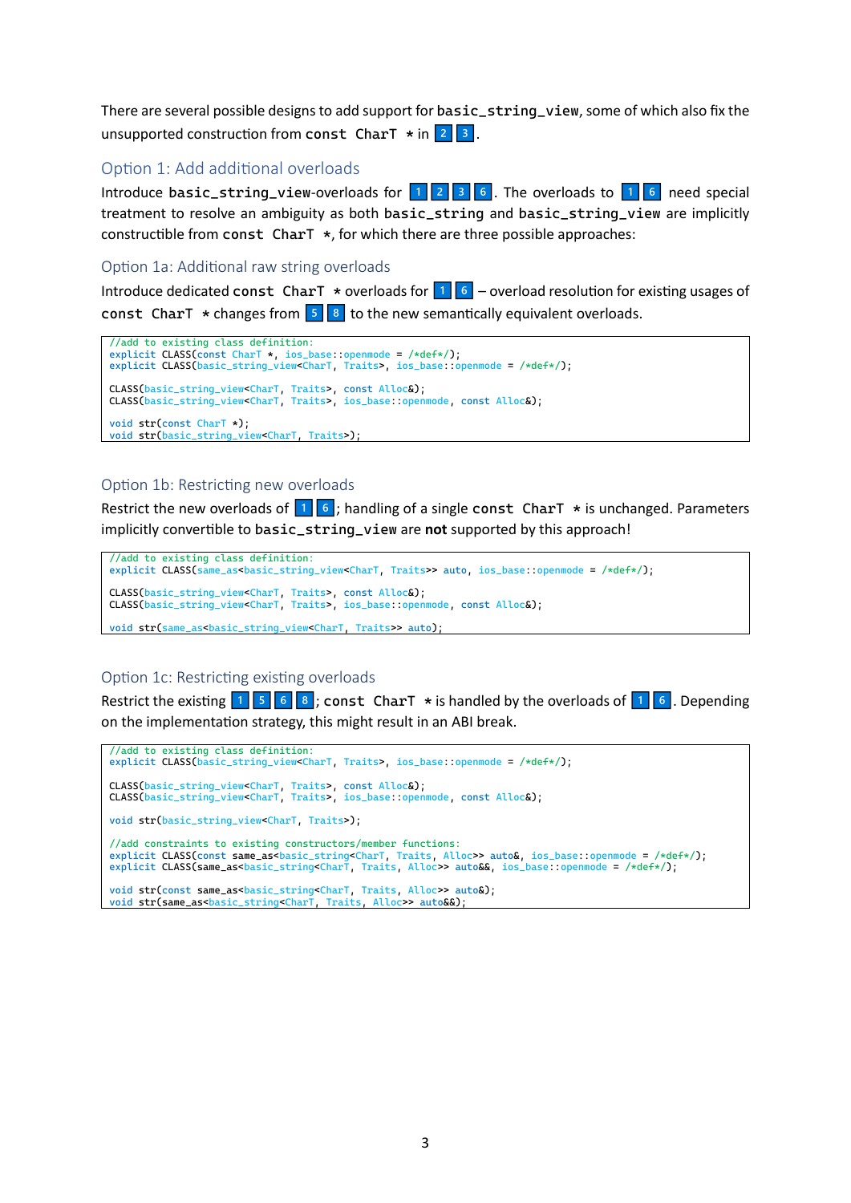There are several possible designs to add support for `basic_string_view`, some of which also fix the unsupported construction from `const CharT *` in 2 3.

## Option 1: Add additional overloads

Introduce `basic_string_view`-overloads for 1 2 3 6. The overloads to 1 6 need special treatment to resolve an ambiguity as both `basic_string` and `basic_string_view` are implicitly constructible from `const CharT *`, for which there are three possible approaches:

### Option 1a: Additional raw string overloads

Introduce dedicated `const CharT *` overloads for 1 6 – overload resolution for existing usages of `const CharT *` changes from 5 8 to the new semantically equivalent overloads.

```
//add to existing class definition:
explicit CLASS(const CharT *, ios_base::openmode = /*def*/);
explicit CLASS(basic_string_view<CharT, Traits>, ios_base::openmode = /*def*/);

CLASS(basic_string_view<CharT, Traits>, const Alloc&);
CLASS(basic_string_view<CharT, Traits>, ios_base::openmode, const Alloc&);

void str(const CharT *);
void str(basic_string_view<CharT, Traits>);
```

### Option 1b: Restricting new overloads

Restrict the new overloads of 1 6; handling of a single `const CharT *` is unchanged. Parameters implicitly convertible to `basic_string_view` are **not** supported by this approach!

```
//add to existing class definition:
explicit CLASS(same_as<basic_string_view<CharT, Traits>> auto, ios_base::openmode = /*def*/);

CLASS(basic_string_view<CharT, Traits>, const Alloc&);
CLASS(basic_string_view<CharT, Traits>, ios_base::openmode, const Alloc&);

void str(same_as<basic_string_view<CharT, Traits>> auto);
```

### Option 1c: Restricting existing overloads

Restrict the existing 1 5 6 8; `const CharT *` is handled by the overloads of 1 6. Depending on the implementation strategy, this might result in an ABI break.

```
//add to existing class definition:
explicit CLASS(basic_string_view<CharT, Traits>, ios_base::openmode = /*def*/);

CLASS(basic_string_view<CharT, Traits>, const Alloc&);
CLASS(basic_string_view<CharT, Traits>, ios_base::openmode, const Alloc&);

void str(basic_string_view<CharT, Traits>);

//add constraints to existing constructors/member functions:
explicit CLASS(const same_as<basic_string<CharT, Traits, Alloc>> auto&, ios_base::openmode = /*def*/);
explicit CLASS(same_as<basic_string<CharT, Traits, Alloc>> auto&&, ios_base::openmode = /*def*/);

void str(const same_as<basic_string<CharT, Traits, Alloc>> auto&);
void str(same_as<basic_string<CharT, Traits, Alloc>> auto&&);
```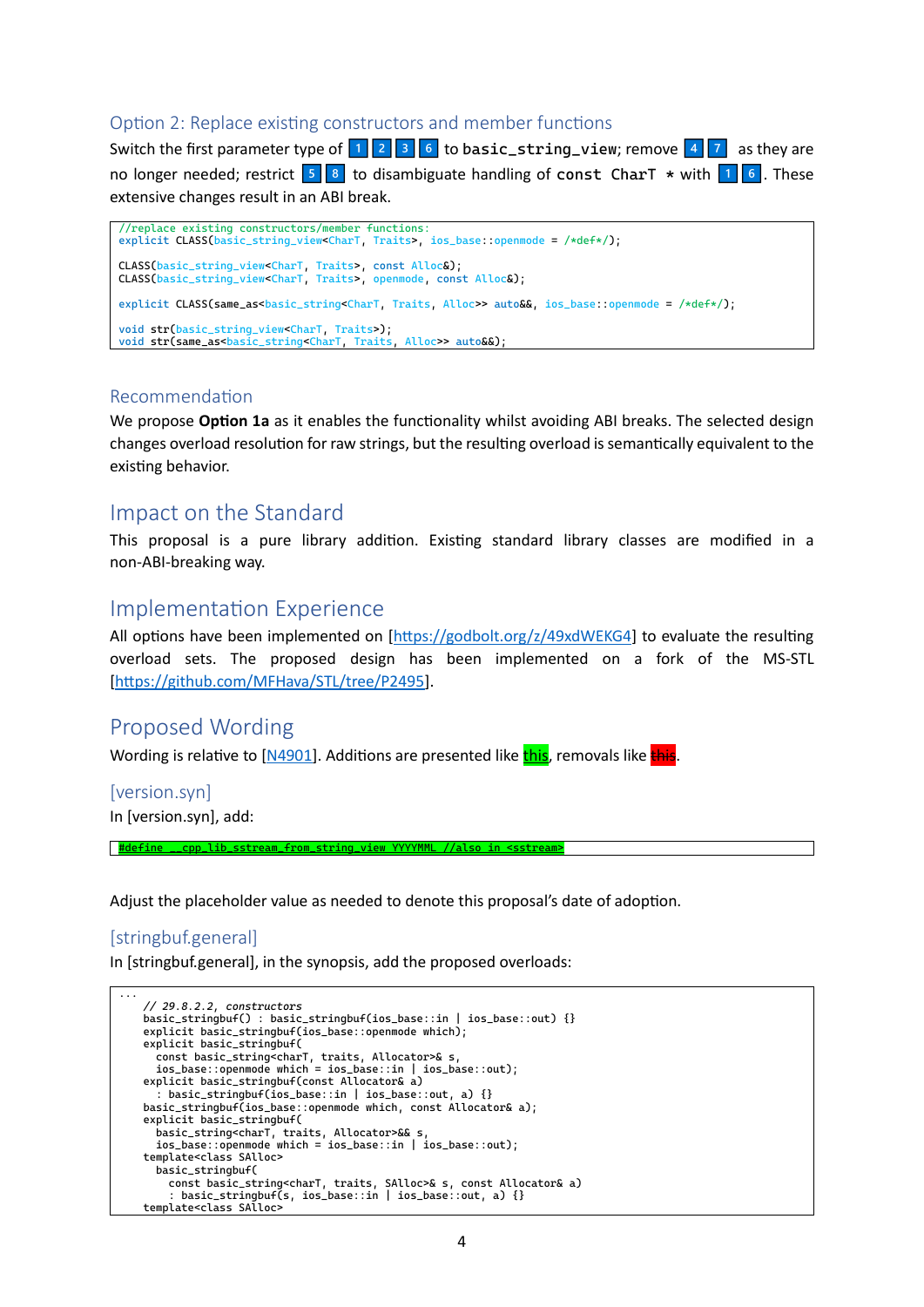### Option 2: Replace existing constructors and member functions

Switch the first parameter type of 1 2 3 6 to `basic_string_view`; remove 4 7 as they are no longer needed; restrict 5 8 to disambiguate handling of `const CharT *` with 1 6. These extensive changes result in an ABI break.

```
//replace existing constructors/member functions:
explicit CLASS(basic_string_view<CharT, Traits>, ios_base::openmode = /*def*/);

CLASS(basic_string_view<CharT, Traits>, const Alloc&);
CLASS(basic_string_view<CharT, Traits>, openmode, const Alloc&);

explicit CLASS(same_as<basic_string<CharT, Traits, Alloc>> auto&&, ios_base::openmode = /*def*/);

void str(basic_string_view<CharT, Traits>);
void str(same_as<basic_string<CharT, Traits, Alloc>> auto&&);
```

### Recommendation

We propose **Option 1a** as it enables the functionality whilst avoiding ABI breaks. The selected design changes overload resolution for raw strings, but the resulting overload is semantically equivalent to the existing behavior.

## Impact on the Standard

This proposal is a pure library addition. Existing standard library classes are modified in a non-ABI-breaking way.

## Implementation Experience

All options have been implemented on [https://godbolt.org/z/49xdWEKG4] to evaluate the resulting overload sets. The proposed design has been implemented on a fork of the MS-STL [https://github.com/MFHava/STL/tree/P2495].

## Proposed Wording

Wording is relative to [N4901]. Additions are presented like this, removals like ~~this~~.

### [version.syn]

In [version.syn], add:

```
#define __cpp_lib_sstream_from_string_view YYYYMML //also in <sstream>
```

Adjust the placeholder value as needed to denote this proposal's date of adoption.

### [stringbuf.general]

In [stringbuf.general], in the synopsis, add the proposed overloads:

```
...
    // 29.8.2.2, constructors
    basic_stringbuf() : basic_stringbuf(ios_base::in | ios_base::out) {}
    explicit basic_stringbuf(ios_base::openmode which);
    explicit basic_stringbuf(
      const basic_string<charT, traits, Allocator>& s,
      ios_base::openmode which = ios_base::in | ios_base::out);
    explicit basic_stringbuf(const Allocator& a)
      : basic_stringbuf(ios_base::in | ios_base::out, a) {}
    basic_stringbuf(ios_base::openmode which, const Allocator& a);
    explicit basic_stringbuf(
      basic_string<charT, traits, Allocator>&& s,
      ios_base::openmode which = ios_base::in | ios_base::out);
    template<class SAlloc>
      basic_stringbuf(
        const basic_string<charT, traits, SAlloc>& s, const Allocator& a)
        : basic_stringbuf(s, ios_base::in | ios_base::out, a) {}
    template<class SAlloc>
```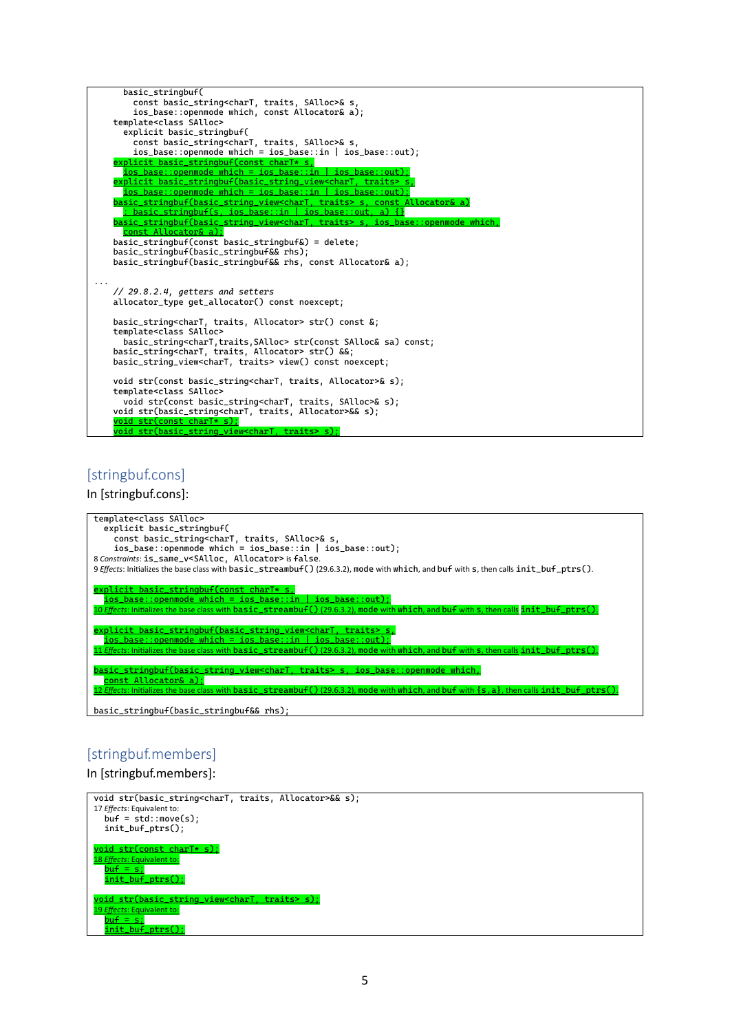```
      basic_stringbuf(
        const basic_string<charT, traits, SAlloc>& s,
        ios_base::openmode which, const Allocator& a);
    template<class SAlloc>
      explicit basic_stringbuf(
        const basic_string<charT, traits, SAlloc>& s,
        ios_base::openmode which = ios_base::in | ios_base::out);
    explicit basic_stringbuf(const charT* s,
      ios_base::openmode which = ios_base::in | ios_base::out);
    explicit basic_stringbuf(basic_string_view<charT, traits> s,
      ios_base::openmode which = ios_base::in | ios_base::out);
    basic_stringbuf(basic_string_view<charT, traits> s, const Allocator& a)
      : basic_stringbuf(s, ios_base::in | ios_base::out, a) {}
    basic_stringbuf(basic_string_view<charT, traits> s, ios_base::openmode which,
      const Allocator& a);
    basic_stringbuf(const basic_stringbuf&) = delete;
    basic_stringbuf(basic_stringbuf&& rhs);
    basic_stringbuf(basic_stringbuf&& rhs, const Allocator& a);

...
    // 29.8.2.4, getters and setters
    allocator_type get_allocator() const noexcept;

    basic_string<charT, traits, Allocator> str() const &;
    template<class SAlloc>
      basic_string<charT,traits,SAlloc> str(const SAlloc& sa) const;
    basic_string<charT, traits, Allocator> str() &&;
    basic_string_view<charT, traits> view() const noexcept;

    void str(const basic_string<charT, traits, Allocator>& s);
    template<class SAlloc>
      void str(const basic_string<charT, traits, SAlloc>& s);
    void str(basic_string<charT, traits, Allocator>&& s);
    void str(const charT* s);
    void str(basic_string_view<charT, traits> s);
```

## [stringbuf.cons]

In [stringbuf.cons]:

```
template<class SAlloc>
  explicit basic_stringbuf(
    const basic_string<charT, traits, SAlloc>& s,
    ios_base::openmode which = ios_base::in | ios_base::out);
```

8 *Constraints*: `is_same_v<SAlloc, Allocator>` is `false`.

9 *Effects*: Initializes the base class with `basic_streambuf()` (29.6.3.2), `mode` with `which`, and `buf` with `s`, then calls `init_buf_ptrs()`.

```
explicit basic_stringbuf(const charT* s,
  ios_base::openmode which = ios_base::in | ios_base::out);
```

10 *Effects*: Initializes the base class with `basic_streambuf()` (29.6.3.2), `mode` with `which`, and `buf` with `s`, then calls `init_buf_ptrs()`.

```
explicit basic_stringbuf(basic_string_view<charT, traits> s,
  ios_base::openmode which = ios_base::in | ios_base::out);
```

11 *Effects*: Initializes the base class with `basic_streambuf()` (29.6.3.2), `mode` with `which`, and `buf` with `s`, then calls `init_buf_ptrs()`.

```
basic_stringbuf(basic_string_view<charT, traits> s, ios_base::openmode which,
  const Allocator& a);
```

12 *Effects*: Initializes the base class with `basic_streambuf()` (29.6.3.2), `mode` with `which`, and `buf` with `{s,a}`, then calls `init_buf_ptrs()`.

```
basic_stringbuf(basic_stringbuf&& rhs);
```

## [stringbuf.members]

In [stringbuf.members]:

```
void str(basic_string<charT, traits, Allocator>&& s);
```

17 *Effects*: Equivalent to:

```
  buf = std::move(s);
  init_buf_ptrs();
```

```
void str(const charT* s);
```

18 *Effects*: Equivalent to:

```
  buf = s;
  init_buf_ptrs();
```

```
void str(basic_string_view<charT, traits> s);
```

19 *Effects*: Equivalent to:

```
  buf = s;
  init_buf_ptrs();
```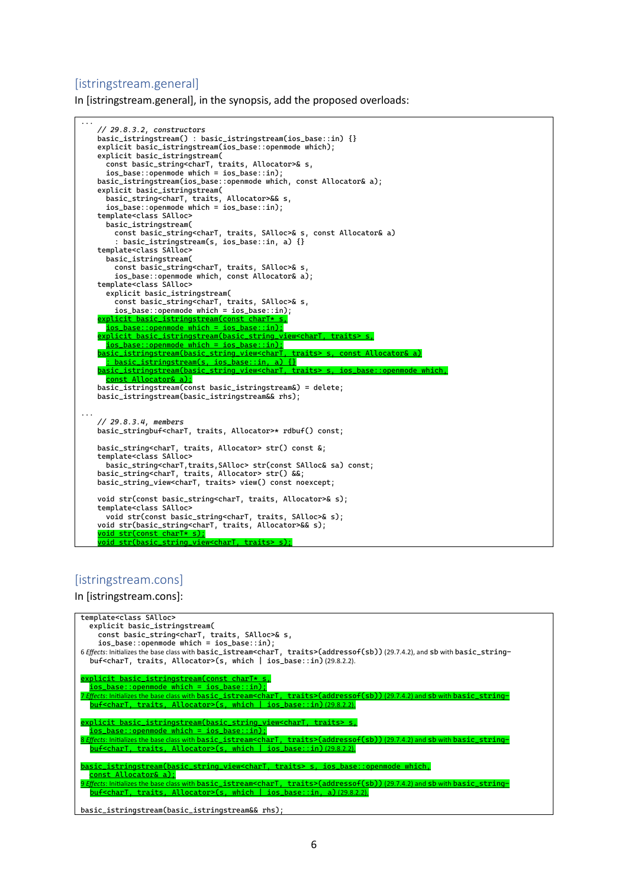### [istringstream.general]

In [istringstream.general], in the synopsis, add the proposed overloads:

```
...
    // 29.8.3.2, constructors
    basic_istringstream() : basic_istringstream(ios_base::in) {}
    explicit basic_istringstream(ios_base::openmode which);
    explicit basic_istringstream(
      const basic_string<charT, traits, Allocator>& s,
      ios_base::openmode which = ios_base::in);
    basic_istringstream(ios_base::openmode which, const Allocator& a);
    explicit basic_istringstream(
      basic_string<charT, traits, Allocator>&& s,
      ios_base::openmode which = ios_base::in);
    template<class SAlloc>
      basic_istringstream(
        const basic_string<charT, traits, SAlloc>& s, const Allocator& a)
        : basic_istringstream(s, ios_base::in, a) {}
    template<class SAlloc>
      basic_istringstream(
        const basic_string<charT, traits, SAlloc>& s,
        ios_base::openmode which, const Allocator& a);
    template<class SAlloc>
      explicit basic_istringstream(
        const basic_string<charT, traits, SAlloc>& s,
        ios_base::openmode which = ios_base::in);
    explicit basic_istringstream(const charT* s,
      ios_base::openmode which = ios_base::in);
    explicit basic_istringstream(basic_string_view<charT, traits> s,
      ios_base::openmode which = ios_base::in);
    basic_istringstream(basic_string_view<charT, traits> s, const Allocator& a)
      : basic_istringstream(s, ios_base::in, a) {}
    basic_istringstream(basic_string_view<charT, traits> s, ios_base::openmode which,
      const Allocator& a);
    basic_istringstream(const basic_istringstream&) = delete;
    basic_istringstream(basic_istringstream&& rhs);

...
    // 29.8.3.4, members
    basic_stringbuf<charT, traits, Allocator>* rdbuf() const;

    basic_string<charT, traits, Allocator> str() const &;
    template<class SAlloc>
      basic_string<charT,traits,SAlloc> str(const SAlloc& sa) const;
    basic_string<charT, traits, Allocator> str() &&;
    basic_string_view<charT, traits> view() const noexcept;

    void str(const basic_string<charT, traits, Allocator>& s);
    template<class SAlloc>
      void str(const basic_string<charT, traits, SAlloc>& s);
    void str(basic_string<charT, traits, Allocator>&& s);
    void str(const charT* s);
    void str(basic_string_view<charT, traits> s);
```

### [istringstream.cons]

In [istringstream.cons]:

```
template<class SAlloc>
  explicit basic_istringstream(
    const basic_string<charT, traits, SAlloc>& s,
    ios_base::openmode which = ios_base::in);
```

6 *Effects*: Initializes the base class with `basic_istream<charT, traits>(addressof(sb))` (29.7.4.2), and `sb` with `basic_stringbuf<charT, traits, Allocator>(s, which | ios_base::in)` (29.8.2.2).

```
explicit basic_istringstream(const charT* s,
  ios_base::openmode which = ios_base::in);
```

7 *Effects*: Initializes the base class with `basic_istream<charT, traits>(addressof(sb))` (29.7.4.2) and `sb` with `basic_stringbuf<charT, traits, Allocator>(s, which | ios_base::in)` (29.8.2.2).

```
explicit basic_istringstream(basic_string_view<charT, traits> s,
  ios_base::openmode which = ios_base::in);
```

8 *Effects*: Initializes the base class with `basic_istream<charT, traits>(addressof(sb))` (29.7.4.2) and `sb` with `basic_stringbuf<charT, traits, Allocator>(s, which | ios_base::in)` (29.8.2.2).

```
basic_istringstream(basic_string_view<charT, traits> s, ios_base::openmode which,
  const Allocator& a);
```

9 *Effects*: Initializes the base class with `basic_istream<charT, traits>(addressof(sb))` (29.7.4.2) and `sb` with `basic_stringbuf<charT, traits, Allocator>(s, which | ios_base::in, a)` (29.8.2.2).

```
basic_istringstream(basic_istringstream&& rhs);
```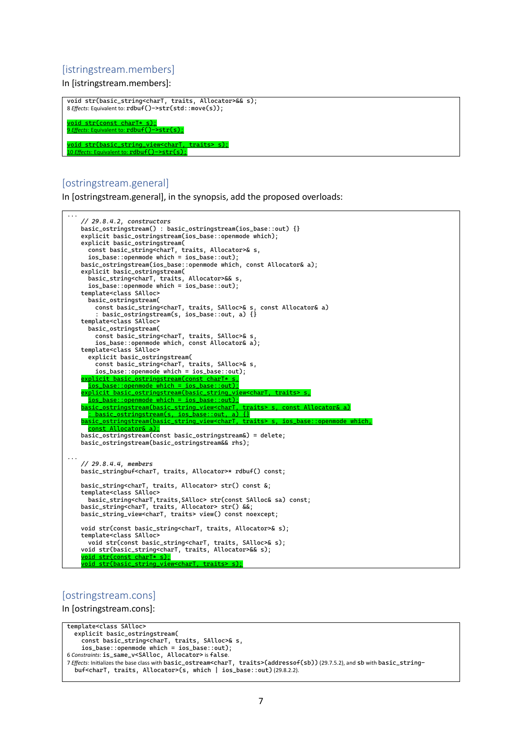### [istringstream.members]

In [istringstream.members]:

```
void str(basic_string<charT, traits, Allocator>&& s);
8 Effects: Equivalent to: rdbuf()->str(std::move(s));

void str(const charT* s);
9 Effects: Equivalent to: rdbuf()->str(s);

void str(basic_string_view<charT, traits> s);
10 Effects: Equivalent to: rdbuf()->str(s);
```

### [ostringstream.general]

In [ostringstream.general], in the synopsis, add the proposed overloads:

```
...
    // 29.8.4.2, constructors
    basic_ostringstream() : basic_ostringstream(ios_base::out) {}
    explicit basic_ostringstream(ios_base::openmode which);
    explicit basic_ostringstream(
      const basic_string<charT, traits, Allocator>& s,
      ios_base::openmode which = ios_base::out);
    basic_ostringstream(ios_base::openmode which, const Allocator& a);
    explicit basic_ostringstream(
      basic_string<charT, traits, Allocator>&& s,
      ios_base::openmode which = ios_base::out);
    template<class SAlloc>
      basic_ostringstream(
        const basic_string<charT, traits, SAlloc>& s, const Allocator& a)
        : basic_ostringstream(s, ios_base::out, a) {}
    template<class SAlloc>
      basic_ostringstream(
        const basic_string<charT, traits, SAlloc>& s,
        ios_base::openmode which, const Allocator& a);
    template<class SAlloc>
      explicit basic_ostringstream(
        const basic_string<charT, traits, SAlloc>& s,
        ios_base::openmode which = ios_base::out);
    explicit basic_ostringstream(const charT* s,
      ios_base::openmode which = ios_base::out);
    explicit basic_ostringstream(basic_string_view<charT, traits> s,
      ios_base::openmode which = ios_base::out);
    basic_ostringstream(basic_string_view<charT, traits> s, const Allocator& a)
      : basic_ostringstream(s, ios_base::out, a) {}
    basic_ostringstream(basic_string_view<charT, traits> s, ios_base::openmode which,
      const Allocator& a);
    basic_ostringstream(const basic_ostringstream&) = delete;
    basic_ostringstream(basic_ostringstream&& rhs);

...
    // 29.8.4.4, members
    basic_stringbuf<charT, traits, Allocator>* rdbuf() const;

    basic_string<charT, traits, Allocator> str() const &;
    template<class SAlloc>
      basic_string<charT,traits,SAlloc> str(const SAlloc& sa) const;
    basic_string<charT, traits, Allocator> str() &&;
    basic_string_view<charT, traits> view() const noexcept;

    void str(const basic_string<charT, traits, Allocator>& s);
    template<class SAlloc>
      void str(const basic_string<charT, traits, SAlloc>& s);
    void str(basic_string<charT, traits, Allocator>&& s);
    void str(const charT* s);
    void str(basic_string_view<charT, traits> s);
```

### [ostringstream.cons]

In [ostringstream.cons]:

```
template<class SAlloc>
  explicit basic_ostringstream(
    const basic_string<charT, traits, SAlloc>& s,
    ios_base::openmode which = ios_base::out);
6 Constraints: is_same_v<SAlloc, Allocator> is false.
7 Effects: Initializes the base class with basic_ostream<charT, traits>(addressof(sb)) (29.7.5.2), and sb with basic_string-
  buf<charT, traits, Allocator>(s, which | ios_base::out) (29.8.2.2).
```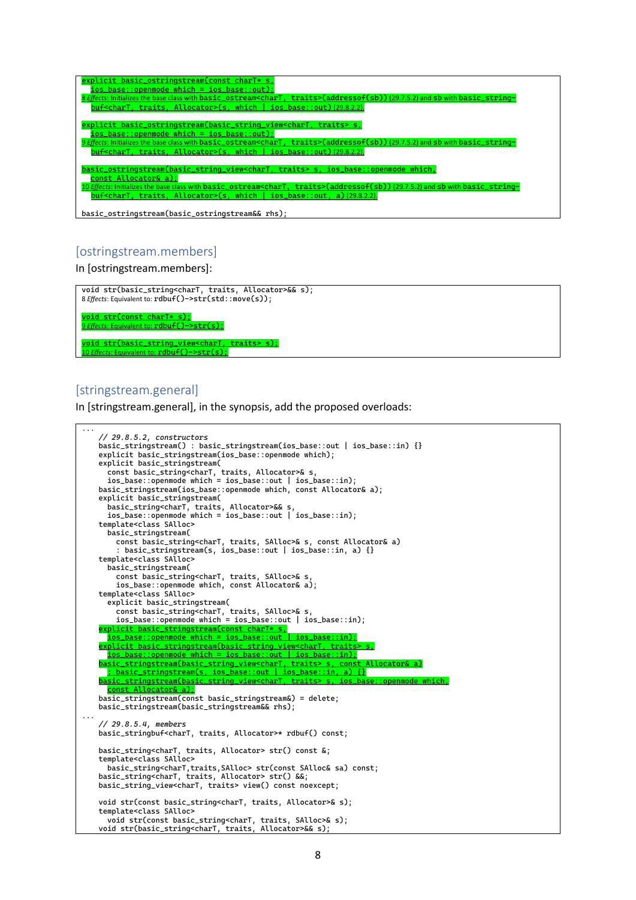```
explicit basic_ostringstream(const charT* s,
  ios_base::openmode which = ios_base::out);
8 Effects: Initializes the base class with basic_ostream<charT, traits>(addressof(sb)) (29.7.5.2) and sb with basic_string-
  buf<charT, traits, Allocator>(s, which | ios_base::out) (29.8.2.2).

explicit basic_ostringstream(basic_string_view<charT, traits> s,
  ios_base::openmode which = ios_base::out);
9 Effects: Initializes the base class with basic_ostream<charT, traits>(addressof(sb)) (29.7.5.2) and sb with basic_string-
  buf<charT, traits, Allocator>(s, which | ios_base::out) (29.8.2.2).

basic_ostringstream(basic_string_view<charT, traits> s, ios_base::openmode which,
  const Allocator& a);
10 Effects: Initializes the base class with basic_ostream<charT, traits>(addressof(sb)) (29.7.5.2) and sb with basic_string-
  buf<charT, traits, Allocator>(s, which | ios_base::out, a) (29.8.2.2).

basic_ostringstream(basic_ostringstream&& rhs);
```

## [ostringstream.members]

In [ostringstream.members]:

```
void str(basic_string<charT, traits, Allocator>&& s);
8 Effects: Equivalent to: rdbuf()->str(std::move(s));

void str(const charT* s);
9 Effects: Equivalent to: rdbuf()->str(s);

void str(basic_string_view<charT, traits> s);
10 Effects: Equivalent to: rdbuf()->str(s);
```

## [stringstream.general]

In [stringstream.general], in the synopsis, add the proposed overloads:

```
...
    // 29.8.5.2, constructors
    basic_stringstream() : basic_stringstream(ios_base::out | ios_base::in) {}
    explicit basic_stringstream(ios_base::openmode which);
    explicit basic_stringstream(
      const basic_string<charT, traits, Allocator>& s,
      ios_base::openmode which = ios_base::out | ios_base::in);
    basic_stringstream(ios_base::openmode which, const Allocator& a);
    explicit basic_stringstream(
      basic_string<charT, traits, Allocator>&& s,
      ios_base::openmode which = ios_base::out | ios_base::in);
    template<class SAlloc>
      basic_stringstream(
        const basic_string<charT, traits, SAlloc>& s, const Allocator& a)
        : basic_stringstream(s, ios_base::out | ios_base::in, a) {}
    template<class SAlloc>
      basic_stringstream(
        const basic_string<charT, traits, SAlloc>& s,
        ios_base::openmode which, const Allocator& a);
    template<class SAlloc>
      explicit basic_stringstream(
        const basic_string<charT, traits, SAlloc>& s,
        ios_base::openmode which = ios_base::out | ios_base::in);
    explicit basic_stringstream(const charT* s,
      ios_base::openmode which = ios_base::out | ios_base::in);
    explicit basic_stringstream(basic_string_view<charT, traits> s,
      ios_base::openmode which = ios_base::out | ios_base::in);
    basic_stringstream(basic_string_view<charT, traits> s, const Allocator& a)
      : basic_stringstream(s, ios_base::out | ios_base::in, a) {}
    basic_stringstream(basic_string_view<charT, traits> s, ios_base::openmode which,
      const Allocator& a);
    basic_stringstream(const basic_stringstream&) = delete;
    basic_stringstream(basic_stringstream&& rhs);
...
    // 29.8.5.4, members
    basic_stringbuf<charT, traits, Allocator>* rdbuf() const;

    basic_string<charT, traits, Allocator> str() const &;
    template<class SAlloc>
      basic_string<charT,traits,SAlloc> str(const SAlloc& sa) const;
    basic_string<charT, traits, Allocator> str() &&;
    basic_string_view<charT, traits> view() const noexcept;

    void str(const basic_string<charT, traits, Allocator>& s);
    template<class SAlloc>
      void str(const basic_string<charT, traits, SAlloc>& s);
    void str(basic_string<charT, traits, Allocator>&& s);
```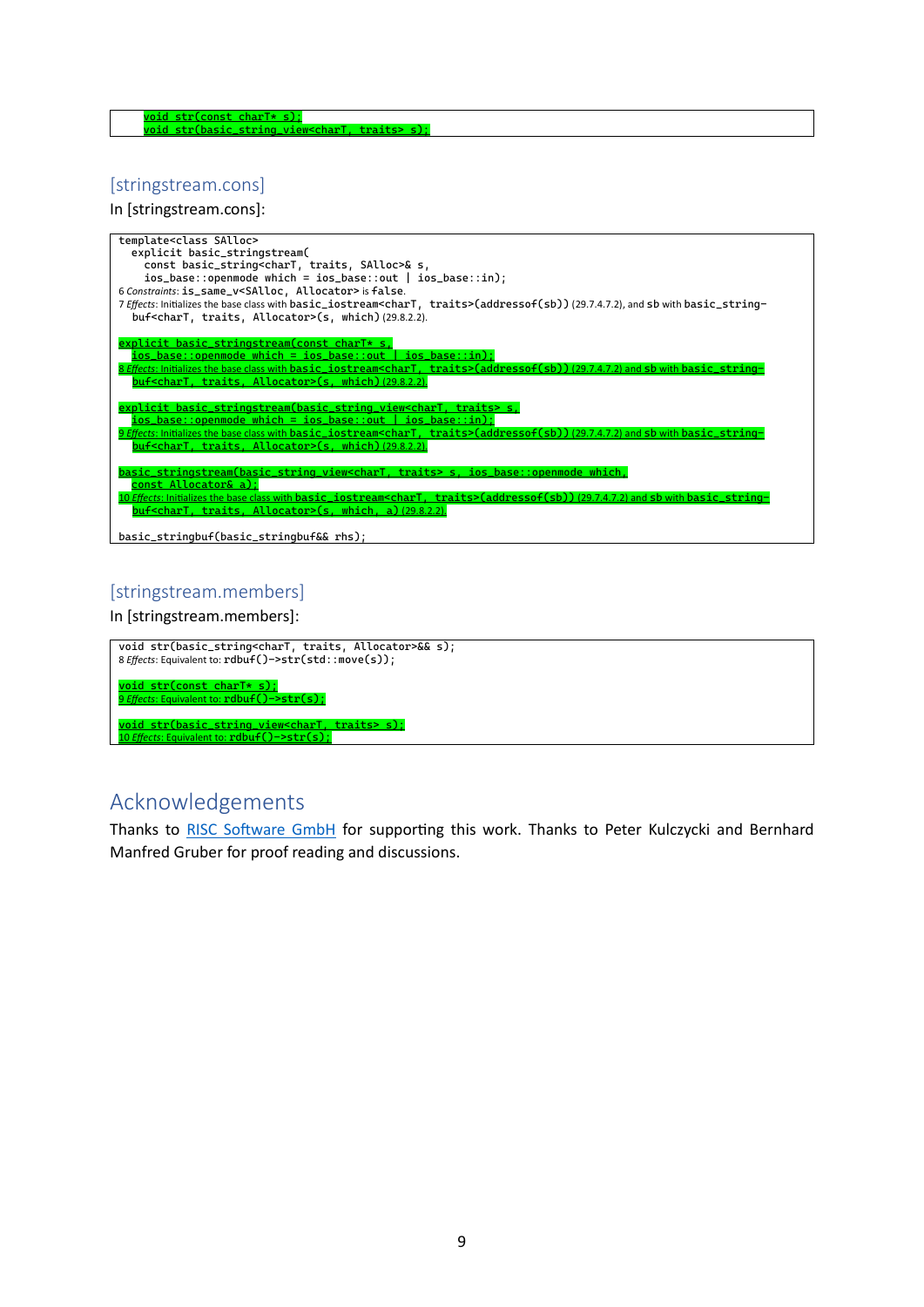```
void str(const charT* s);
void str(basic_string_view<charT, traits> s);
```

## [stringstream.cons]

In [stringstream.cons]:

```
template<class SAlloc>
  explicit basic_stringstream(
    const basic_string<charT, traits, SAlloc>& s,
    ios_base::openmode which = ios_base::out | ios_base::in);
6 Constraints: is_same_v<SAlloc, Allocator> is false.
7 Effects: Initializes the base class with basic_iostream<charT, traits>(addressof(sb)) (29.7.4.7.2), and sb with basic_string-
  buf<charT, traits, Allocator>(s, which) (29.8.2.2).

explicit basic_stringstream(const charT* s,
  ios_base::openmode which = ios_base::out | ios_base::in);
8 Effects: Initializes the base class with basic_iostream<charT, traits>(addressof(sb)) (29.7.4.7.2) and sb with basic_string-
  buf<charT, traits, Allocator>(s, which) (29.8.2.2).

explicit basic_stringstream(basic_string_view<charT, traits> s,
  ios_base::openmode which = ios_base::out | ios_base::in);
9 Effects: Initializes the base class with basic_iostream<charT, traits>(addressof(sb)) (29.7.4.7.2) and sb with basic_string-
  buf<charT, traits, Allocator>(s, which) (29.8.2.2).

basic_stringstream(basic_string_view<charT, traits> s, ios_base::openmode which,
  const Allocator& a);
10 Effects: Initializes the base class with basic_iostream<charT, traits>(addressof(sb)) (29.7.4.7.2) and sb with basic_string-
  buf<charT, traits, Allocator>(s, which, a) (29.8.2.2).

basic_stringbuf(basic_stringbuf&& rhs);
```

## [stringstream.members]

In [stringstream.members]:

```
void str(basic_string<charT, traits, Allocator>&& s);
8 Effects: Equivalent to: rdbuf()->str(std::move(s));

void str(const charT* s);
9 Effects: Equivalent to: rdbuf()->str(s);

void str(basic_string_view<charT, traits> s);
10 Effects: Equivalent to: rdbuf()->str(s);
```

# Acknowledgements

Thanks to RISC Software GmbH for supporting this work. Thanks to Peter Kulczycki and Bernhard Manfred Gruber for proof reading and discussions.